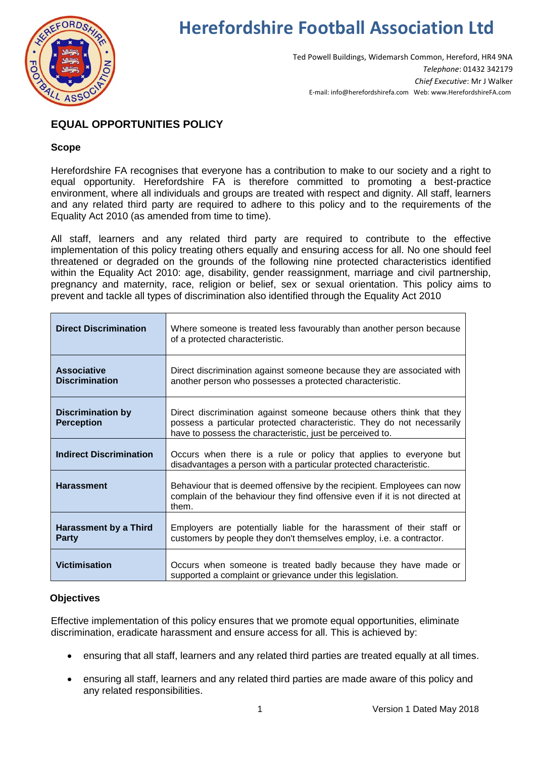# Herefordshire Football Association Ltd

Ted Powell Buildings, Widemarsh Common, Hereford, HR4 9NA
*Telephone*: 01432 342179
*Chief Executive*: Mr J Walker
E-mail: info@herefordshirefa.com Web: www.HerefordshireFA.com

## EQUAL OPPORTUNITIES POLICY

### Scope

Herefordshire FA recognises that everyone has a contribution to make to our society and a right to equal opportunity. Herefordshire FA is therefore committed to promoting a best-practice environment, where all individuals and groups are treated with respect and dignity. All staff, learners and any related third party are required to adhere to this policy and to the requirements of the Equality Act 2010 (as amended from time to time).

All staff, learners and any related third party are required to contribute to the effective implementation of this policy treating others equally and ensuring access for all. No one should feel threatened or degraded on the grounds of the following nine protected characteristics identified within the Equality Act 2010: age, disability, gender reassignment, marriage and civil partnership, pregnancy and maternity, race, religion or belief, sex or sexual orientation. This policy aims to prevent and tackle all types of discrimination also identified through the Equality Act 2010

| | |
|---|---|
| **Direct Discrimination** | Where someone is treated less favourably than another person because of a protected characteristic. |
| **Associative Discrimination** | Direct discrimination against someone because they are associated with another person who possesses a protected characteristic. |
| **Discrimination by Perception** | Direct discrimination against someone because others think that they possess a particular protected characteristic. They do not necessarily have to possess the characteristic, just be perceived to. |
| **Indirect Discrimination** | Occurs when there is a rule or policy that applies to everyone but disadvantages a person with a particular protected characteristic. |
| **Harassment** | Behaviour that is deemed offensive by the recipient. Employees can now complain of the behaviour they find offensive even if it is not directed at them. |
| **Harassment by a Third Party** | Employers are potentially liable for the harassment of their staff or customers by people they don't themselves employ, i.e. a contractor. |
| **Victimisation** | Occurs when someone is treated badly because they have made or supported a complaint or grievance under this legislation. |

### Objectives

Effective implementation of this policy ensures that we promote equal opportunities, eliminate discrimination, eradicate harassment and ensure access for all. This is achieved by:

- ensuring that all staff, learners and any related third parties are treated equally at all times.
- ensuring all staff, learners and any related third parties are made aware of this policy and any related responsibilities.

Version 1 Dated May 2018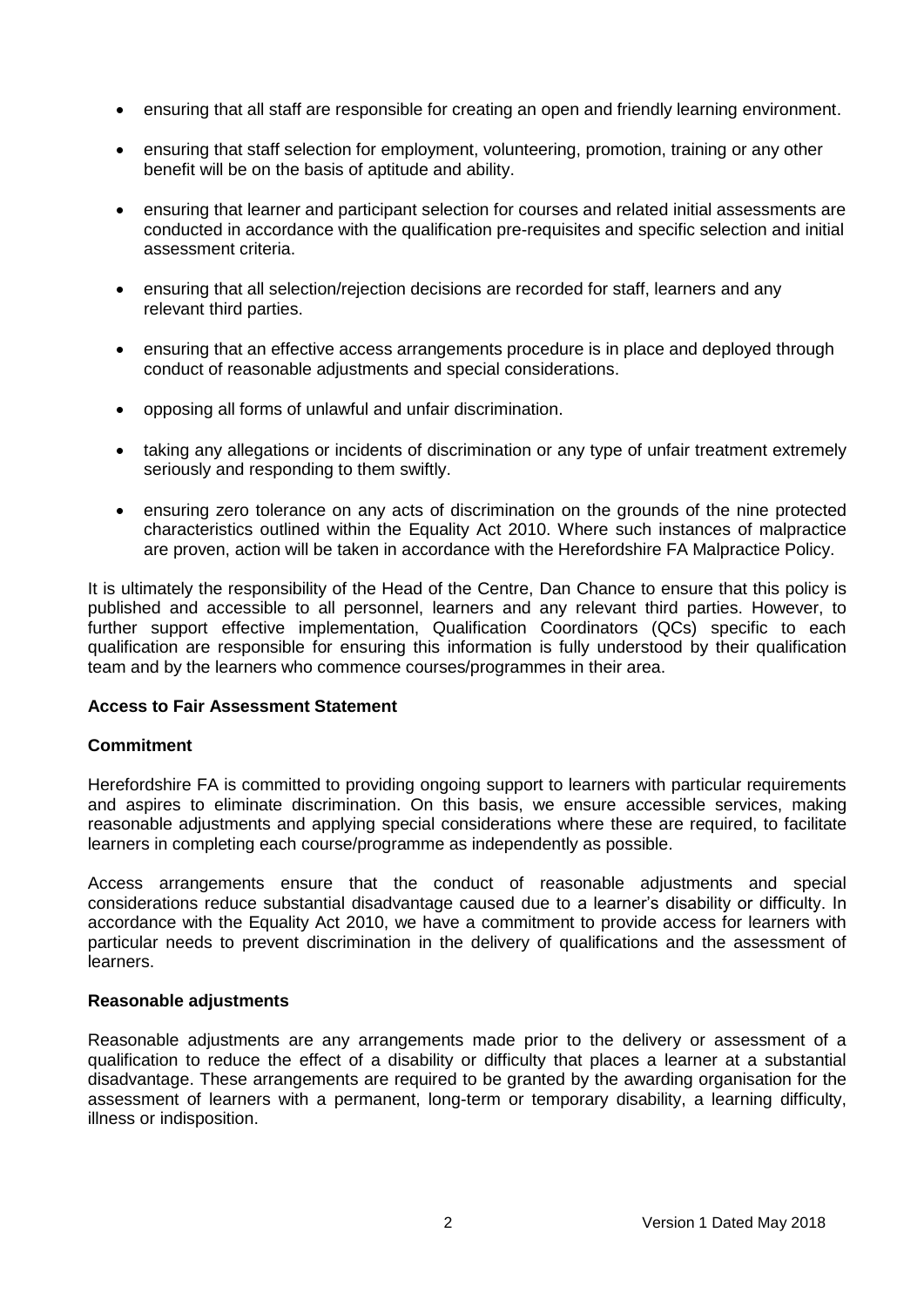- ensuring that all staff are responsible for creating an open and friendly learning environment.
- ensuring that staff selection for employment, volunteering, promotion, training or any other benefit will be on the basis of aptitude and ability.
- ensuring that learner and participant selection for courses and related initial assessments are conducted in accordance with the qualification pre-requisites and specific selection and initial assessment criteria.
- ensuring that all selection/rejection decisions are recorded for staff, learners and any relevant third parties.
- ensuring that an effective access arrangements procedure is in place and deployed through conduct of reasonable adjustments and special considerations.
- opposing all forms of unlawful and unfair discrimination.
- taking any allegations or incidents of discrimination or any type of unfair treatment extremely seriously and responding to them swiftly.
- ensuring zero tolerance on any acts of discrimination on the grounds of the nine protected characteristics outlined within the Equality Act 2010. Where such instances of malpractice are proven, action will be taken in accordance with the Herefordshire FA Malpractice Policy.

It is ultimately the responsibility of the Head of the Centre, Dan Chance to ensure that this policy is published and accessible to all personnel, learners and any relevant third parties. However, to further support effective implementation, Qualification Coordinators (QCs) specific to each qualification are responsible for ensuring this information is fully understood by their qualification team and by the learners who commence courses/programmes in their area.

**Access to Fair Assessment Statement**

**Commitment**

Herefordshire FA is committed to providing ongoing support to learners with particular requirements and aspires to eliminate discrimination. On this basis, we ensure accessible services, making reasonable adjustments and applying special considerations where these are required, to facilitate learners in completing each course/programme as independently as possible.

Access arrangements ensure that the conduct of reasonable adjustments and special considerations reduce substantial disadvantage caused due to a learner's disability or difficulty. In accordance with the Equality Act 2010, we have a commitment to provide access for learners with particular needs to prevent discrimination in the delivery of qualifications and the assessment of learners.

**Reasonable adjustments**

Reasonable adjustments are any arrangements made prior to the delivery or assessment of a qualification to reduce the effect of a disability or difficulty that places a learner at a substantial disadvantage. These arrangements are required to be granted by the awarding organisation for the assessment of learners with a permanent, long-term or temporary disability, a learning difficulty, illness or indisposition.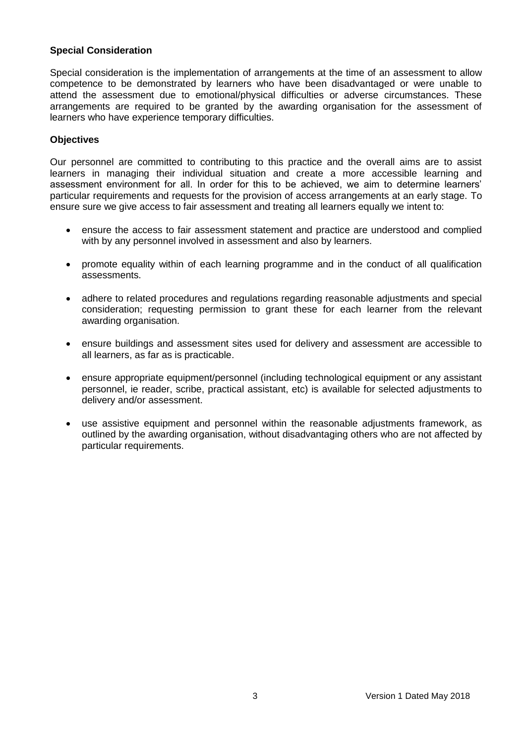**Special Consideration**

Special consideration is the implementation of arrangements at the time of an assessment to allow competence to be demonstrated by learners who have been disadvantaged or were unable to attend the assessment due to emotional/physical difficulties or adverse circumstances. These arrangements are required to be granted by the awarding organisation for the assessment of learners who have experience temporary difficulties.

**Objectives**

Our personnel are committed to contributing to this practice and the overall aims are to assist learners in managing their individual situation and create a more accessible learning and assessment environment for all. In order for this to be achieved, we aim to determine learners' particular requirements and requests for the provision of access arrangements at an early stage. To ensure sure we give access to fair assessment and treating all learners equally we intent to:

- ensure the access to fair assessment statement and practice are understood and complied with by any personnel involved in assessment and also by learners.
- promote equality within of each learning programme and in the conduct of all qualification assessments.
- adhere to related procedures and regulations regarding reasonable adjustments and special consideration; requesting permission to grant these for each learner from the relevant awarding organisation.
- ensure buildings and assessment sites used for delivery and assessment are accessible to all learners, as far as is practicable.
- ensure appropriate equipment/personnel (including technological equipment or any assistant personnel, ie reader, scribe, practical assistant, etc) is available for selected adjustments to delivery and/or assessment.
- use assistive equipment and personnel within the reasonable adjustments framework, as outlined by the awarding organisation, without disadvantaging others who are not affected by particular requirements.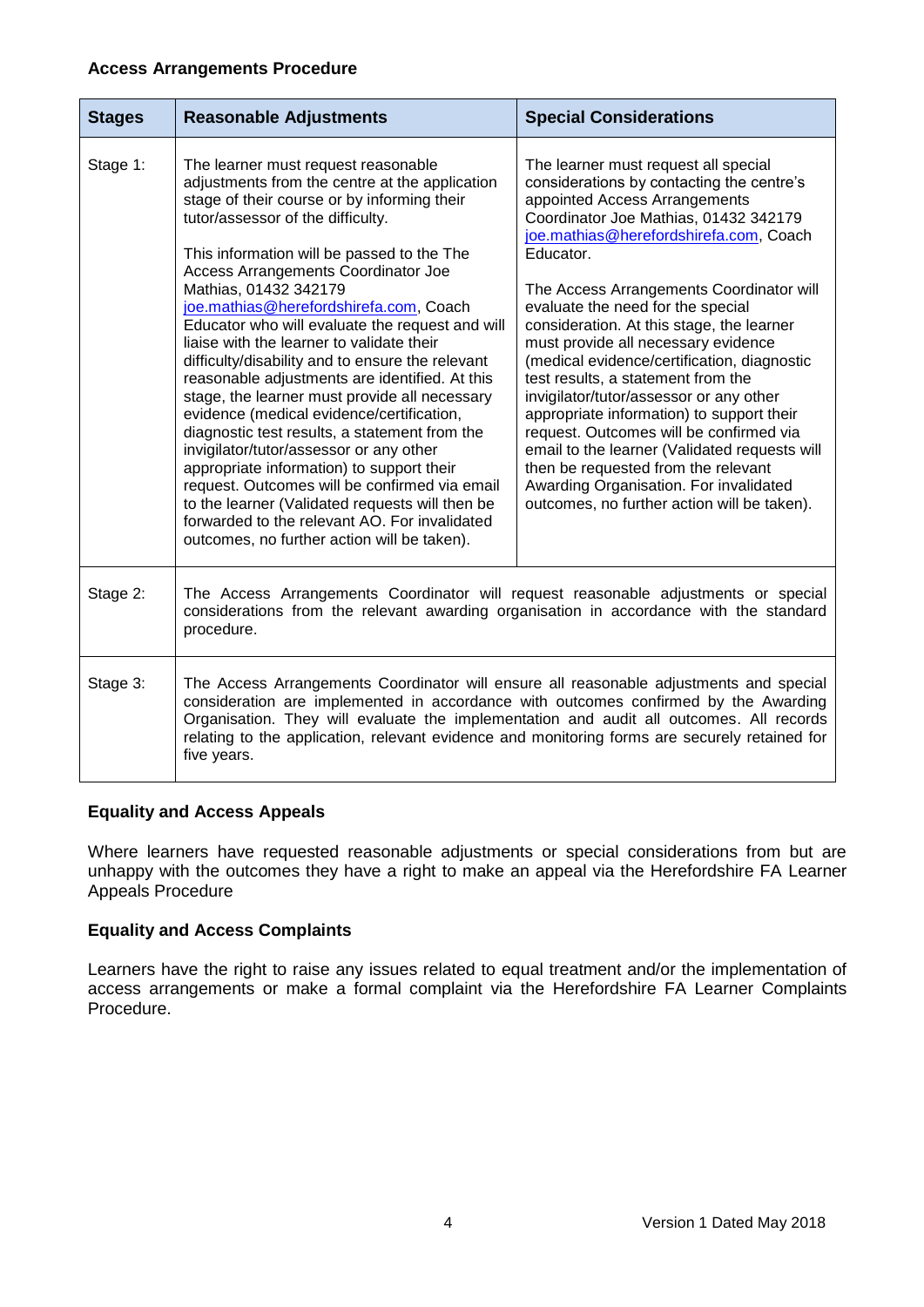**Access Arrangements Procedure**

| Stages | Reasonable Adjustments | Special Considerations |
|---|---|---|
| Stage 1: | The learner must request reasonable adjustments from the centre at the application stage of their course or by informing their tutor/assessor of the difficulty.<br><br>This information will be passed to the The Access Arrangements Coordinator Joe Mathias, 01432 342179 joe.mathias@herefordshirefa.com, Coach Educator who will evaluate the request and will liaise with the learner to validate their difficulty/disability and to ensure the relevant reasonable adjustments are identified. At this stage, the learner must provide all necessary evidence (medical evidence/certification, diagnostic test results, a statement from the invigilator/tutor/assessor or any other appropriate information) to support their request. Outcomes will be confirmed via email to the learner (Validated requests will then be forwarded to the relevant AO. For invalidated outcomes, no further action will be taken). | The learner must request all special considerations by contacting the centre's appointed Access Arrangements Coordinator Joe Mathias, 01432 342179 joe.mathias@herefordshirefa.com, Coach Educator.<br><br>The Access Arrangements Coordinator will evaluate the need for the special consideration. At this stage, the learner must provide all necessary evidence (medical evidence/certification, diagnostic test results, a statement from the invigilator/tutor/assessor or any other appropriate information) to support their request. Outcomes will be confirmed via email to the learner (Validated requests will then be requested from the relevant Awarding Organisation. For invalidated outcomes, no further action will be taken). |
| Stage 2: | The Access Arrangements Coordinator will request reasonable adjustments or special considerations from the relevant awarding organisation in accordance with the standard procedure. | |
| Stage 3: | The Access Arrangements Coordinator will ensure all reasonable adjustments and special consideration are implemented in accordance with outcomes confirmed by the Awarding Organisation. They will evaluate the implementation and audit all outcomes. All records relating to the application, relevant evidence and monitoring forms are securely retained for five years. | |

**Equality and Access Appeals**

Where learners have requested reasonable adjustments or special considerations from but are unhappy with the outcomes they have a right to make an appeal via the Herefordshire FA Learner Appeals Procedure

**Equality and Access Complaints**

Learners have the right to raise any issues related to equal treatment and/or the implementation of access arrangements or make a formal complaint via the Herefordshire FA Learner Complaints Procedure.